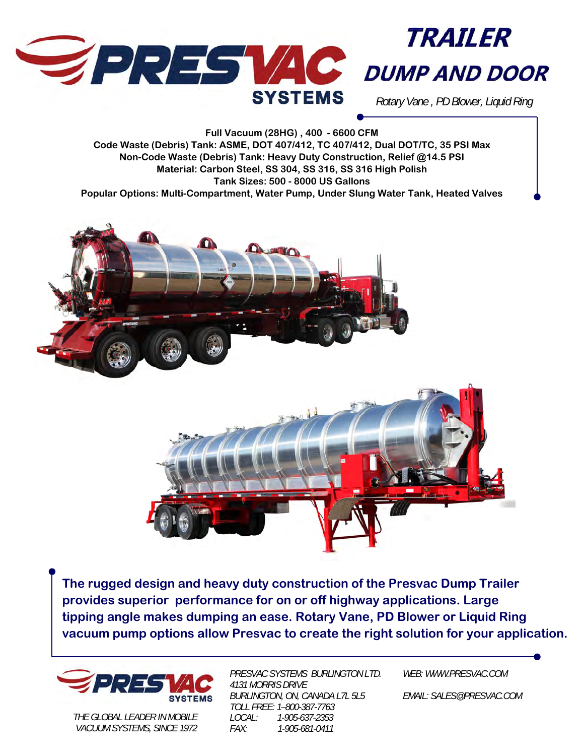# PRESVAC SYSTEMS

# TRAILER DUMP AND DOOR

*Rotary Vane , PD Blower, Liquid Ring*

**Full Vacuum (28HG) , 400 - 6600 CFM**
**Code Waste (Debris) Tank: ASME, DOT 407/412, TC 407/412, Dual DOT/TC, 35 PSI Max**
**Non-Code Waste (Debris) Tank: Heavy Duty Construction, Relief @14.5 PSI**
**Material: Carbon Steel, SS 304, SS 316, SS 316 High Polish**
**Tank Sizes: 500 - 8000 US Gallons**
**Popular Options: Multi-Compartment, Water Pump, Under Slung Water Tank, Heated Valves**

**The rugged design and heavy duty construction of the Presvac Dump Trailer provides superior performance for on or off highway applications. Large tipping angle makes dumping an ease. Rotary Vane, PD Blower or Liquid Ring vacuum pump options allow Presvac to create the right solution for your application.**

PRESVAC SYSTEMS

*THE GLOBAL LEADER IN MOBILE VACUUM SYSTEMS, SINCE 1972*

*PRESVAC SYSTEMS BURLINGTON LTD.*
*4131 MORRIS DRIVE*
*BURLINGTON, ON, CANADA L7L 5L5*
*TOLL FREE: 1-800-387-7763*
*LOCAL: 1-905-637-2353*
*FAX: 1-905-681-0411*

*WEB: WWW.PRESVAC.COM*

*EMAIL: SALES@PRESVAC.COM*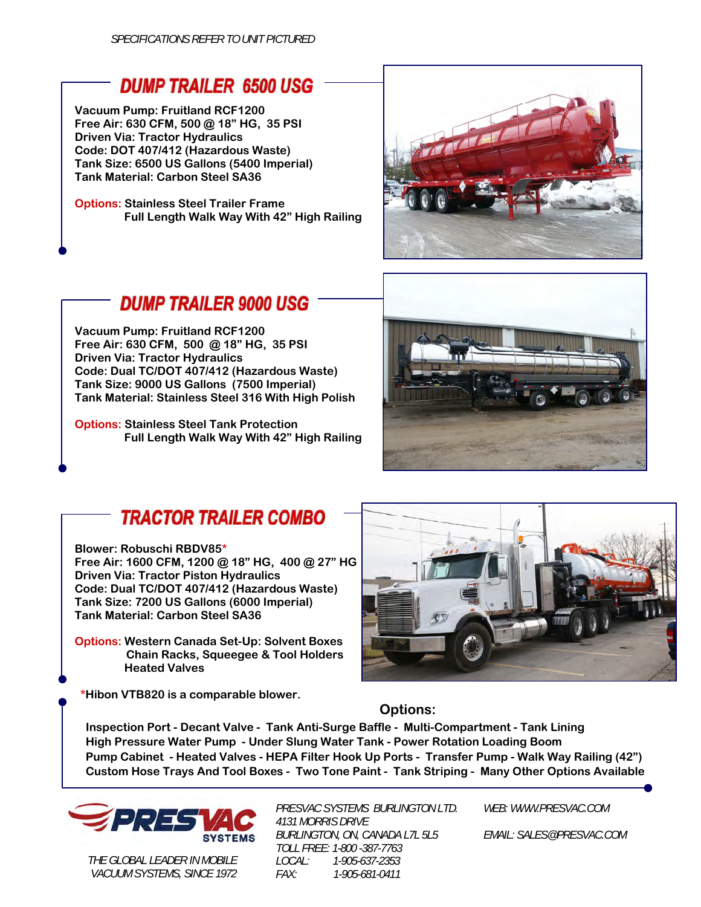*SPECIFICATIONS REFER TO UNIT PICTURED*

## DUMP TRAILER 6500 USG

**Vacuum Pump: Fruitland RCF1200**
**Free Air: 630 CFM, 500 @ 18" HG, 35 PSI**
**Driven Via: Tractor Hydraulics**
**Code: DOT 407/412 (Hazardous Waste)**
**Tank Size: 6500 US Gallons (5400 Imperial)**
**Tank Material: Carbon Steel SA36**

**Options: Stainless Steel Trailer Frame**
**Full Length Walk Way With 42" High Railing**

## DUMP TRAILER 9000 USG

**Vacuum Pump: Fruitland RCF1200**
**Free Air: 630 CFM, 500 @ 18" HG, 35 PSI**
**Driven Via: Tractor Hydraulics**
**Code: Dual TC/DOT 407/412 (Hazardous Waste)**
**Tank Size: 9000 US Gallons (7500 Imperial)**
**Tank Material: Stainless Steel 316 With High Polish**

**Options: Stainless Steel Tank Protection**
**Full Length Walk Way With 42" High Railing**

## TRACTOR TRAILER COMBO

**Blower: Robuschi RBDV85***
**Free Air: 1600 CFM, 1200 @ 18" HG, 400 @ 27" HG**
**Driven Via: Tractor Piston Hydraulics**
**Code: Dual TC/DOT 407/412 (Hazardous Waste)**
**Tank Size: 7200 US Gallons (6000 Imperial)**
**Tank Material: Carbon Steel SA36**

**Options: Western Canada Set-Up: Solvent Boxes**
**Chain Racks, Squeegee & Tool Holders**
**Heated Valves**

***Hibon VTB820 is a comparable blower.**

### Options:

**Inspection Port - Decant Valve - Tank Anti-Surge Baffle - Multi-Compartment - Tank Lining**
**High Pressure Water Pump - Under Slung Water Tank - Power Rotation Loading Boom**
**Pump Cabinet - Heated Valves - HEPA Filter Hook Up Ports - Transfer Pump - Walk Way Railing (42")**
**Custom Hose Trays And Tool Boxes - Two Tone Paint - Tank Striping - Many Other Options Available**

PRESVAC SYSTEMS

*THE GLOBAL LEADER IN MOBILE VACUUM SYSTEMS, SINCE 1972*

*PRESVAC SYSTEMS BURLINGTON LTD.*
*4131 MORRIS DRIVE*
*BURLINGTON, ON, CANADA L7L 5L5*
*TOLL FREE: 1-800-387-7763*
*LOCAL: 1-905-637-2353*
*FAX: 1-905-681-0411*

*WEB: WWW.PRESVAC.COM*
*EMAIL: SALES@PRESVAC.COM*